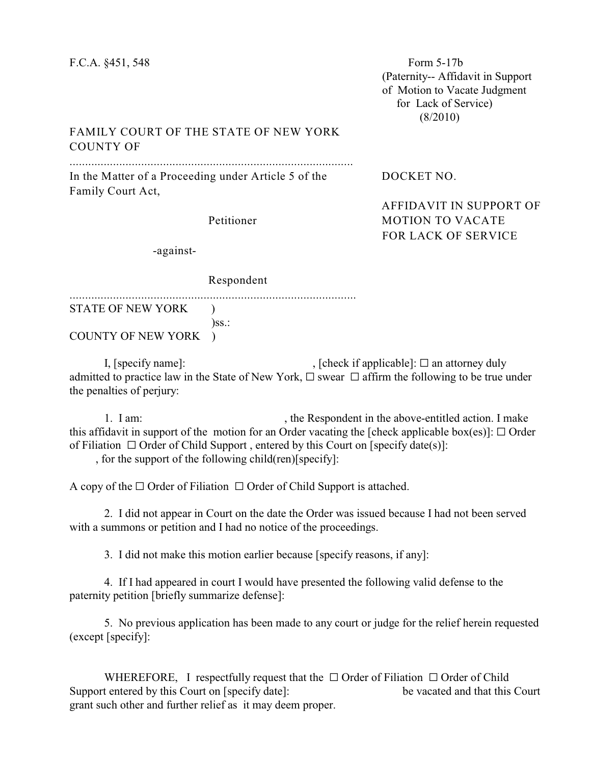F.C.A. §451, 548

Form 5-17b
(Paternity-- Affidavit in Support of Motion to Vacate Judgment for Lack of Service)
(8/2010)

FAMILY COURT OF THE STATE OF NEW YORK
COUNTY OF

............................................................................................

In the Matter of a Proceeding under Article 5 of the Family Court Act,

Petitioner

-against-

Respondent

............................................................................................

DOCKET NO.

AFFIDAVIT IN SUPPORT OF MOTION TO VACATE FOR LACK OF SERVICE

STATE OF NEW YORK )
)ss.:
COUNTY OF NEW YORK )

I, [specify name]: , [check if applicable]: ☐ an attorney duly admitted to practice law in the State of New York, ☐ swear ☐ affirm the following to be true under the penalties of perjury:

1. I am: , the Respondent in the above-entitled action. I make this affidavit in support of the motion for an Order vacating the [check applicable box(es)]: ☐ Order of Filiation ☐ Order of Child Support , entered by this Court on [specify date(s)]: , for the support of the following child(ren)[specify]:

A copy of the ☐ Order of Filiation ☐ Order of Child Support is attached.

2. I did not appear in Court on the date the Order was issued because I had not been served with a summons or petition and I had no notice of the proceedings.

3. I did not make this motion earlier because [specify reasons, if any]:

4. If I had appeared in court I would have presented the following valid defense to the paternity petition [briefly summarize defense]:

5. No previous application has been made to any court or judge for the relief herein requested (except [specify]:

WHEREFORE, I respectfully request that the ☐ Order of Filiation ☐ Order of Child Support entered by this Court on [specify date]: be vacated and that this Court grant such other and further relief as it may deem proper.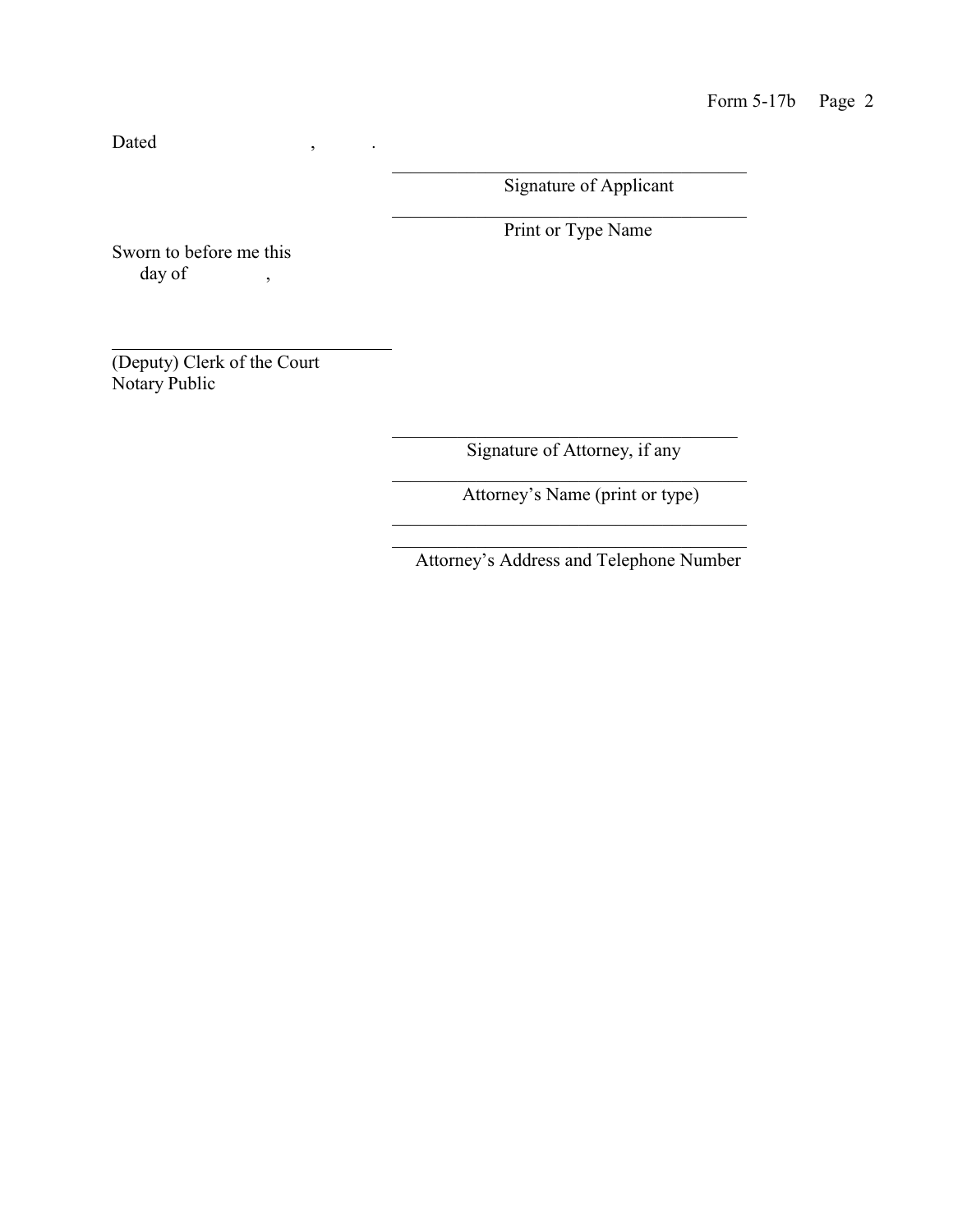Dated \_\_\_\_\_\_\_\_\_\_\_\_, \_\_\_\_\_.

\_\_\_\_\_\_\_\_\_\_\_\_\_\_\_\_\_\_\_\_\_\_\_\_\_\_\_\_\_\_\_\_\_\_\_\_\_\_
Signature of Applicant

\_\_\_\_\_\_\_\_\_\_\_\_\_\_\_\_\_\_\_\_\_\_\_\_\_\_\_\_\_\_\_\_\_\_\_\_\_\_
Print or Type Name

Sworn to before me this
\_\_\_\_\_ day of \_\_\_\_\_\_\_\_\_\_, \_\_\_\_\_

\_\_\_\_\_\_\_\_\_\_\_\_\_\_\_\_\_\_\_\_\_\_\_\_\_\_\_\_\_\_
(Deputy) Clerk of the Court
Notary Public

\_\_\_\_\_\_\_\_\_\_\_\_\_\_\_\_\_\_\_\_\_\_\_\_\_\_\_\_\_\_\_\_\_\_\_\_\_\_
Signature of Attorney, if any

\_\_\_\_\_\_\_\_\_\_\_\_\_\_\_\_\_\_\_\_\_\_\_\_\_\_\_\_\_\_\_\_\_\_\_\_\_\_
Attorney's Name (print or type)

\_\_\_\_\_\_\_\_\_\_\_\_\_\_\_\_\_\_\_\_\_\_\_\_\_\_\_\_\_\_\_\_\_\_\_\_\_\_

\_\_\_\_\_\_\_\_\_\_\_\_\_\_\_\_\_\_\_\_\_\_\_\_\_\_\_\_\_\_\_\_\_\_\_\_\_\_
Attorney's Address and Telephone Number